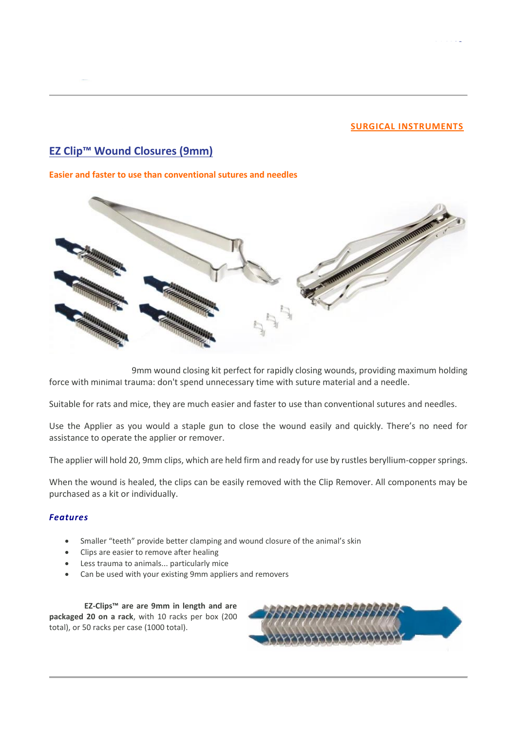SURGICAL INSTRUMENTS

## EZ Clip™ Wound Closures (9mm)

**Easier and faster to use than conventional sutures and needles**

9mm wound closing kit perfect for rapidly closing wounds, providing maximum holding force with minimal trauma: don't spend unnecessary time with suture material and a needle.

Suitable for rats and mice, they are much easier and faster to use than conventional sutures and needles.

Use the Applier as you would a staple gun to close the wound easily and quickly. There's no need for assistance to operate the applier or remover.

The applier will hold 20, 9mm clips, which are held firm and ready for use by rustles beryllium-copper springs.

When the wound is healed, the clips can be easily removed with the Clip Remover. All components may be purchased as a kit or individually.

### *Features*

- Smaller "teeth" provide better clamping and wound closure of the animal's skin
- Clips are easier to remove after healing
- Less trauma to animals... particularly mice
- Can be used with your existing 9mm appliers and removers

**EZ-Clips™ are are 9mm in length and are packaged 20 on a rack**, with 10 racks per box (200 total), or 50 racks per case (1000 total).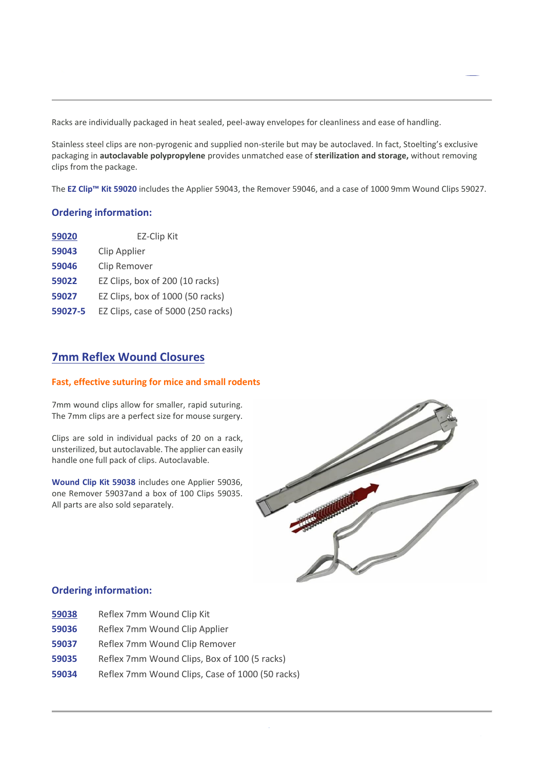Racks are individually packaged in heat sealed, peel-away envelopes for cleanliness and ease of handling.

Stainless steel clips are non-pyrogenic and supplied non-sterile but may be autoclaved. In fact, Stoelting's exclusive packaging in **autoclavable polypropylene** provides unmatched ease of **sterilization and storage,** without removing clips from the package.

The **EZ Clip™ Kit 59020** includes the Applier 59043, the Remover 59046, and a case of 1000 9mm Wound Clips 59027.

### Ordering information:

| | |
|---|---|
| **59020** | EZ-Clip Kit |
| **59043** | Clip Applier |
| **59046** | Clip Remover |
| **59022** | EZ Clips, box of 200 (10 racks) |
| **59027** | EZ Clips, box of 1000 (50 racks) |
| **59027-5** | EZ Clips, case of 5000 (250 racks) |

## 7mm Reflex Wound Closures

### Fast, effective suturing for mice and small rodents

7mm wound clips allow for smaller, rapid suturing. The 7mm clips are a perfect size for mouse surgery.

Clips are sold in individual packs of 20 on a rack, unsterilized, but autoclavable. The applier can easily handle one full pack of clips. Autoclavable.

**Wound Clip Kit 59038** includes one Applier 59036, one Remover 59037and a box of 100 Clips 59035. All parts are also sold separately.

### Ordering information:

| | |
|---|---|
| **59038** | Reflex 7mm Wound Clip Kit |
| **59036** | Reflex 7mm Wound Clip Applier |
| **59037** | Reflex 7mm Wound Clip Remover |
| **59035** | Reflex 7mm Wound Clips, Box of 100 (5 racks) |
| **59034** | Reflex 7mm Wound Clips, Case of 1000 (50 racks) |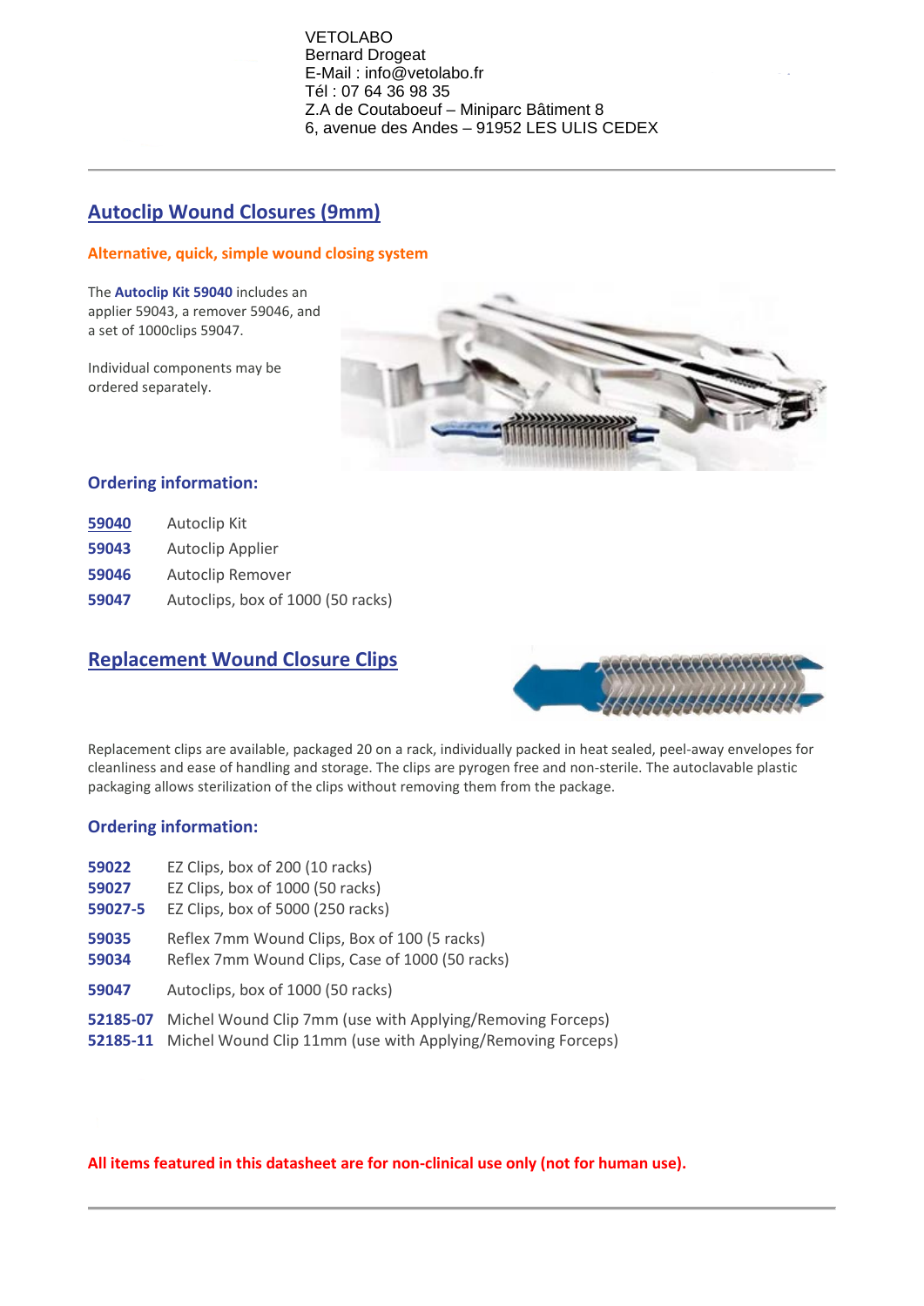VETOLABO
Bernard Drogeat
E-Mail : info@vetolabo.fr
Tél : 07 64 36 98 35
Z.A de Coutaboeuf – Miniparc Bâtiment 8
6, avenue des Andes – 91952 LES ULIS CEDEX

## Autoclip Wound Closures (9mm)

**Alternative, quick, simple wound closing system**

The **Autoclip Kit 59040** includes an applier 59043, a remover 59046, and a set of 1000clips 59047.

Individual components may be ordered separately.

### Ordering information:

| | |
|---|---|
| **59040** | Autoclip Kit |
| **59043** | Autoclip Applier |
| **59046** | Autoclip Remover |
| **59047** | Autoclips, box of 1000 (50 racks) |

## Replacement Wound Closure Clips

Replacement clips are available, packaged 20 on a rack, individually packed in heat sealed, peel-away envelopes for cleanliness and ease of handling and storage. The clips are pyrogen free and non-sterile. The autoclavable plastic packaging allows sterilization of the clips without removing them from the package.

### Ordering information:

| | |
|---|---|
| **59022** | EZ Clips, box of 200 (10 racks) |
| **59027** | EZ Clips, box of 1000 (50 racks) |
| **59027-5** | EZ Clips, box of 5000 (250 racks) |
| **59035** | Reflex 7mm Wound Clips, Box of 100 (5 racks) |
| **59034** | Reflex 7mm Wound Clips, Case of 1000 (50 racks) |
| **59047** | Autoclips, box of 1000 (50 racks) |
| **52185-07** | Michel Wound Clip 7mm (use with Applying/Removing Forceps) |
| **52185-11** | Michel Wound Clip 11mm (use with Applying/Removing Forceps) |

**All items featured in this datasheet are for non-clinical use only (not for human use).**